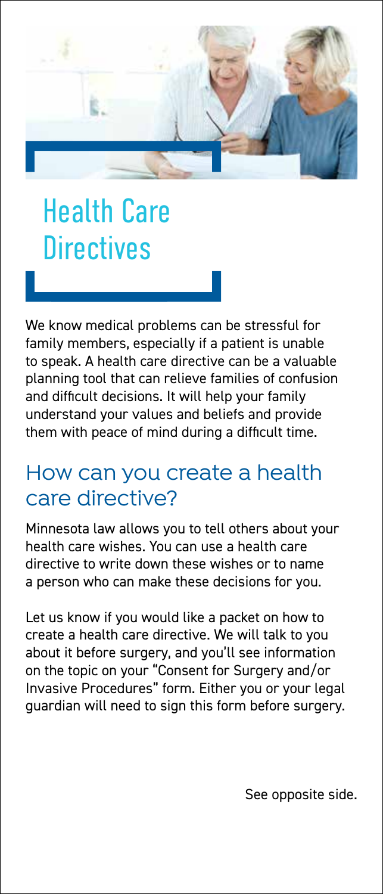# Health Care Directives

We know medical problems can be stressful for family members, especially if a patient is unable to speak. A health care directive can be a valuable planning tool that can relieve families of confusion and difficult decisions. It will help your family understand your values and beliefs and provide them with peace of mind during a difficult time.

## How can you create a health care directive?

Minnesota law allows you to tell others about your health care wishes. You can use a health care directive to write down these wishes or to name a person who can make these decisions for you.

Let us know if you would like a packet on how to create a health care directive. We will talk to you about it before surgery, and you'll see information on the topic on your "Consent for Surgery and/or Invasive Procedures" form. Either you or your legal guardian will need to sign this form before surgery.

See opposite side.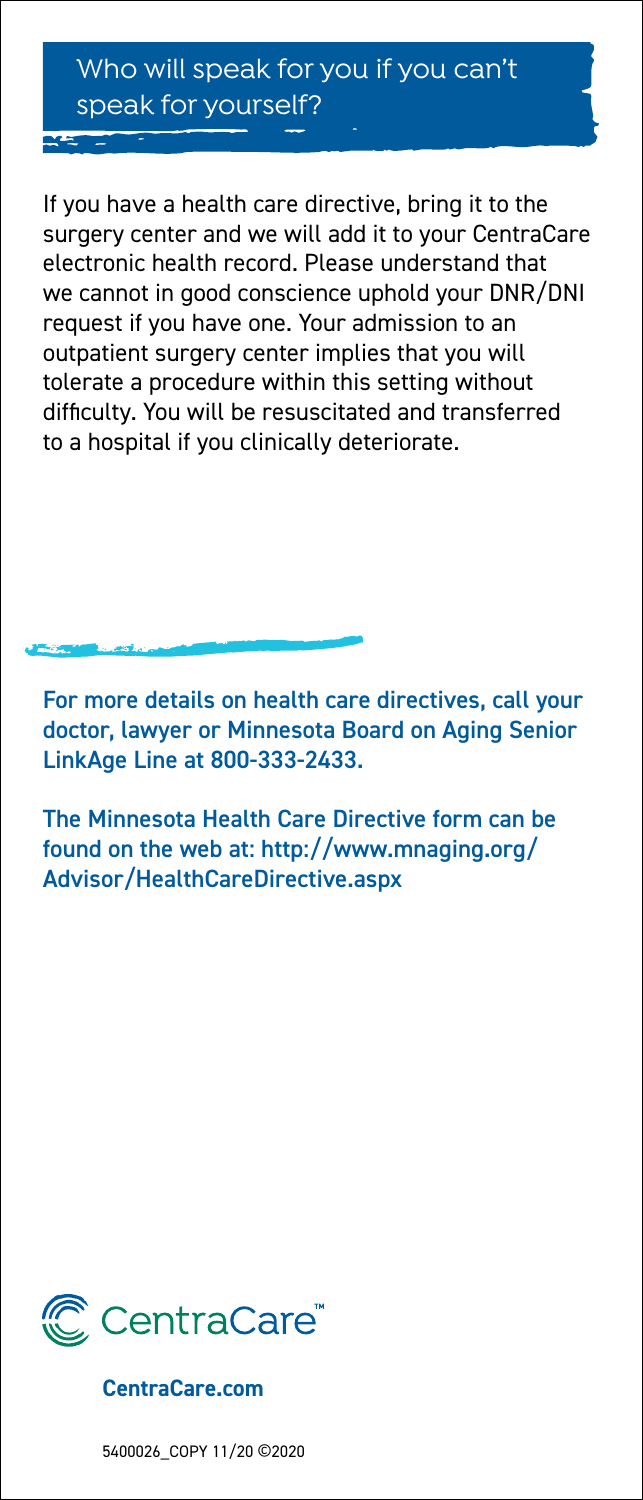## Who will speak for you if you can't speak for yourself?

If you have a health care directive, bring it to the surgery center and we will add it to your CentraCare electronic health record. Please understand that we cannot in good conscience uphold your DNR/DNI request if you have one. Your admission to an outpatient surgery center implies that you will tolerate a procedure within this setting without difficulty. You will be resuscitated and transferred to a hospital if you clinically deteriorate.

For more details on health care directives, call your doctor, lawyer or Minnesota Board on Aging Senior LinkAge Line at 800-333-2433.

The Minnesota Health Care Directive form can be found on the web at: http://www.mnaging.org/Advisor/HealthCareDirective.aspx

CentraCare™

**CentraCare.com**

5400026_COPY 11/20 ©2020